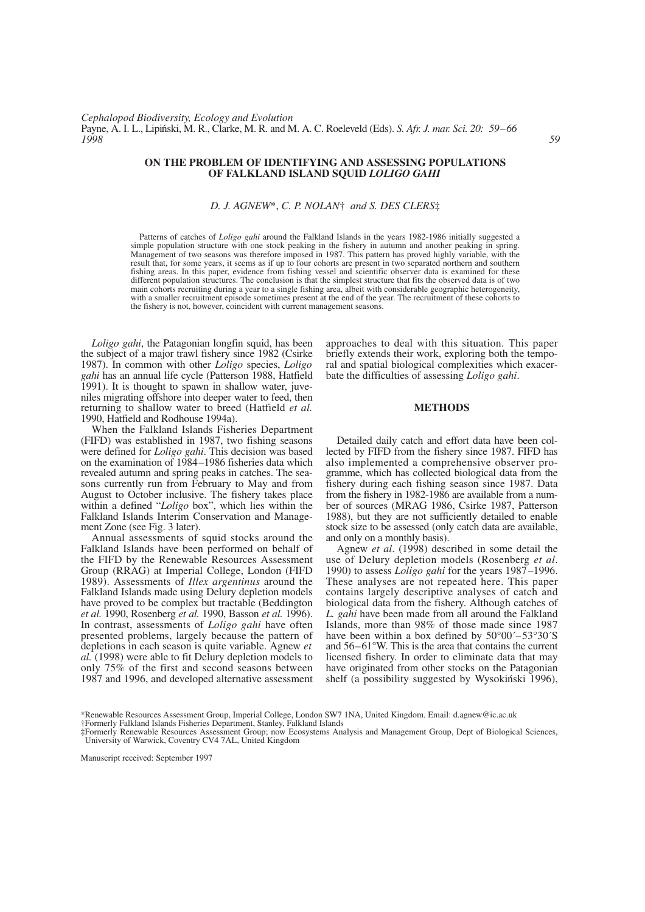# ON THE PROBLEM OF IDENTIFYING AND ASSESSING POPULATIONS OF FALKLAND ISLAND SQUID *LOLIGO GAHI*

*D. J. AGNEW\*, C. P. NOLAN† and S. DES CLERS‡*

Patterns of catches of *Loligo gahi* around the Falkland Islands in the years 1982-1986 initially suggested a simple population structure with one stock peaking in the fishery in autumn and another peaking in spring. Management of two seasons was therefore imposed in 1987. This pattern has proved highly variable, with the result that, for some years, it seems as if up to four cohorts are present in two separated northern and southern fishing areas. In this paper, evidence from fishing vessel and scientific observer data is examined for these different population structures. The conclusion is that the simplest structure that fits the observed data is of two main cohorts recruiting during a year to a single fishing area, albeit with considerable geographic heterogeneity, with a smaller recruitment episode sometimes present at the end of the year. The recruitment of these cohorts to the fishery is not, however, coincident with current management seasons.

*Loligo gahi*, the Patagonian longfin squid, has been the subject of a major trawl fishery since 1982 (Csirke 1987). In common with other *Loligo* species, *Loligo gahi* has an annual life cycle (Patterson 1988, Hatfield 1991). It is thought to spawn in shallow water, juveniles migrating offshore into deeper water to feed, then returning to shallow water to breed (Hatfield *et al.* 1990, Hatfield and Rodhouse 1994a).

When the Falkland Islands Fisheries Department (FIFD) was established in 1987, two fishing seasons were defined for *Loligo gahi*. This decision was based on the examination of 1984–1986 fisheries data which revealed autumn and spring peaks in catches. The seasons currently run from February to May and from August to October inclusive. The fishery takes place within a defined "*Loligo* box", which lies within the Falkland Islands Interim Conservation and Management Zone (see Fig. 3 later).

Annual assessments of squid stocks around the Falkland Islands have been performed on behalf of the FIFD by the Renewable Resources Assessment Group (RRAG) at Imperial College, London (FIFD 1989). Assessments of *Illex argentinus* around the Falkland Islands made using Delury depletion models have proved to be complex but tractable (Beddington *et al.* 1990, Rosenberg *et al.* 1990, Basson *et al.* 1996). In contrast, assessments of *Loligo gahi* have often presented problems, largely because the pattern of depletions in each season is quite variable. Agnew *et al.* (1998) were able to fit Delury depletion models to only 75% of the first and second seasons between 1987 and 1996, and developed alternative assessment approaches to deal with this situation. This paper briefly extends their work, exploring both the temporal and spatial biological complexities which exacerbate the difficulties of assessing *Loligo gahi*.

## METHODS

Detailed daily catch and effort data have been collected by FIFD from the fishery since 1987. FIFD has also implemented a comprehensive observer programme, which has collected biological data from the fishery during each fishing season since 1987. Data from the fishery in 1982-1986 are available from a number of sources (MRAG 1986, Csirke 1987, Patterson 1988), but they are not sufficiently detailed to enable stock size to be assessed (only catch data are available, and only on a monthly basis).

Agnew *et al*. (1998) described in some detail the use of Delury depletion models (Rosenberg *et al*. 1990) to assess *Loligo gahi* for the years 1987–1996. These analyses are not repeated here. This paper contains largely descriptive analyses of catch and biological data from the fishery. Although catches of *L. gahi* have been made from all around the Falkland Islands, more than 98% of those made since 1987 have been within a box defined by 50°00′–53°30′S and 56–61°W. This is the area that contains the current licensed fishery. In order to eliminate data that may have originated from other stocks on the Patagonian shelf (a possibility suggested by Wysokiński 1996),

\*Renewable Resources Assessment Group, Imperial College, London SW7 1NA, United Kingdom. Email: d.agnew@ic.ac.uk

†Formerly Falkland Islands Fisheries Department, Stanley, Falkland Islands

‡Formerly Renewable Resources Assessment Group; now Ecosystems Analysis and Management Group, Dept of Biological Sciences, University of Warwick, Coventry CV4 7AL, United Kingdom

Manuscript received: September 1997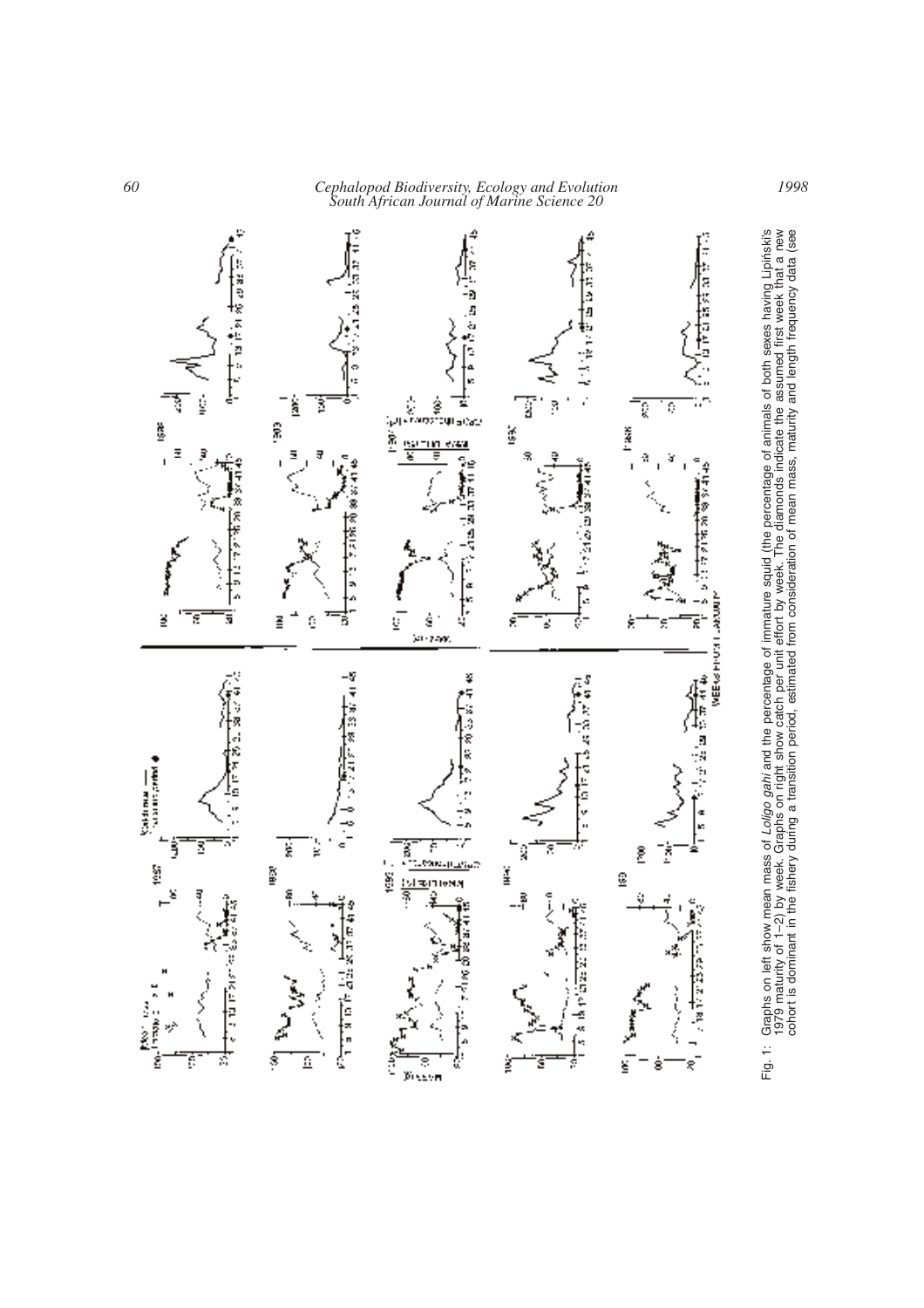Fig. 1: Graphs on left show mean mass of *Loligo gahi* and the percentage of immature squid (the percentage of animals of both sexes having Lipinski's 1979 maturity of 1–2) by week. Graphs on right show catch per unit effort by week. The diamonds indicate the assumed first week that a new cohort is dominant in the fishery during a transition period, estimated from consideration of mean mass, maturity and length frequency data (see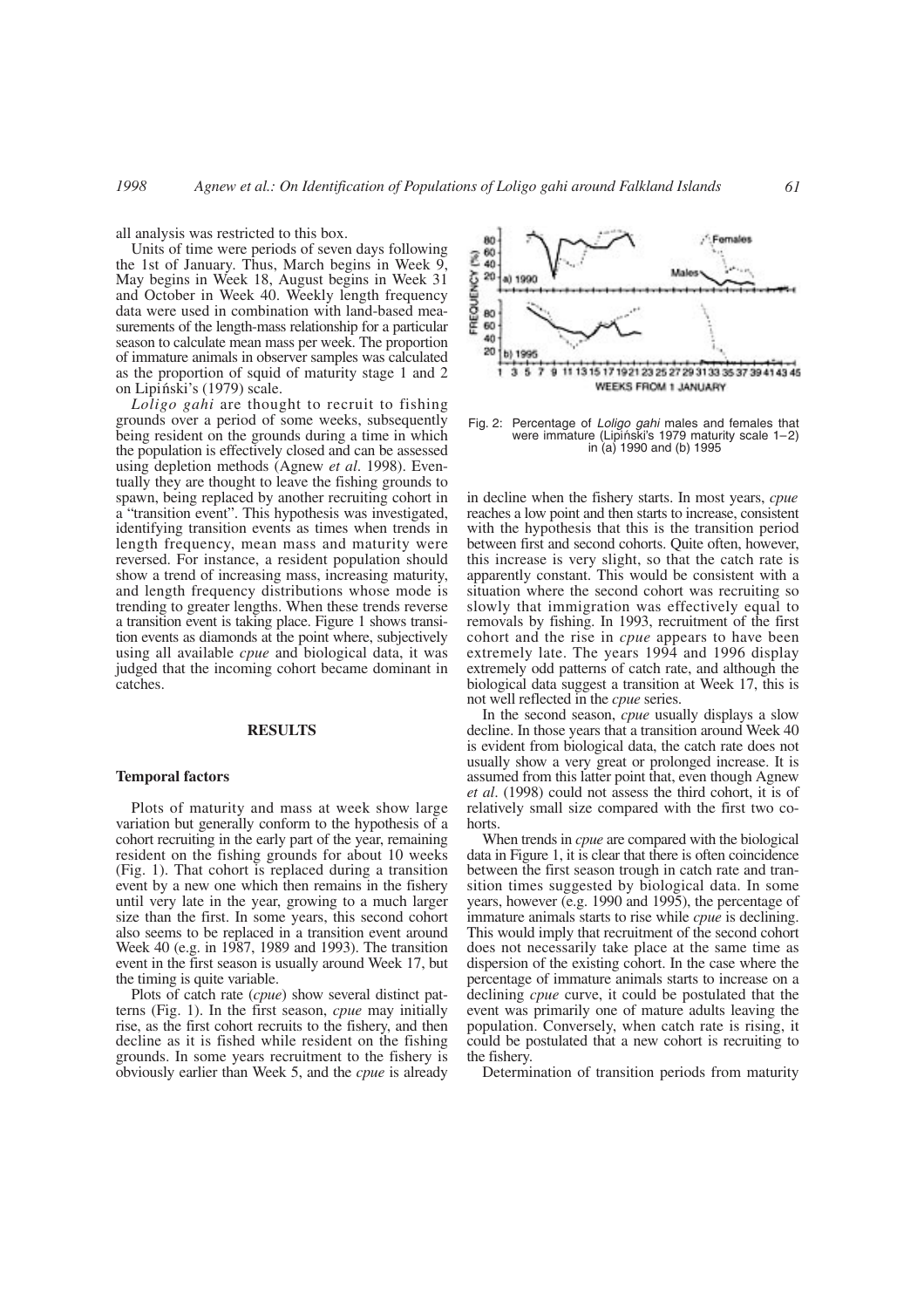all analysis was restricted to this box.

Units of time were periods of seven days following the 1st of January. Thus, March begins in Week 9, May begins in Week 18, August begins in Week 31 and October in Week 40. Weekly length frequency data were used in combination with land-based measurements of the length-mass relationship for a particular season to calculate mean mass per week. The proportion of immature animals in observer samples was calculated as the proportion of squid of maturity stage 1 and 2 on Lipiński's (1979) scale.

*Loligo gahi* are thought to recruit to fishing grounds over a period of some weeks, subsequently being resident on the grounds during a time in which the population is effectively closed and can be assessed using depletion methods (Agnew *et al*. 1998). Eventually they are thought to leave the fishing grounds to spawn, being replaced by another recruiting cohort in a "transition event". This hypothesis was investigated, identifying transition events as times when trends in length frequency, mean mass and maturity were reversed. For instance, a resident population should show a trend of increasing mass, increasing maturity, and length frequency distributions whose mode is trending to greater lengths. When these trends reverse a transition event is taking place. Figure 1 shows transition events as diamonds at the point where, subjectively using all available *cpue* and biological data, it was judged that the incoming cohort became dominant in catches.

## RESULTS

### Temporal factors

Plots of maturity and mass at week show large variation but generally conform to the hypothesis of a cohort recruiting in the early part of the year, remaining resident on the fishing grounds for about 10 weeks (Fig. 1). That cohort is replaced during a transition event by a new one which then remains in the fishery until very late in the year, growing to a much larger size than the first. In some years, this second cohort also seems to be replaced in a transition event around Week 40 (e.g. in 1987, 1989 and 1993). The transition event in the first season is usually around Week 17, but the timing is quite variable.

Plots of catch rate (*cpue*) show several distinct patterns (Fig. 1). In the first season, *cpue* may initially rise, as the first cohort recruits to the fishery, and then decline as it is fished while resident on the fishing grounds. In some years recruitment to the fishery is obviously earlier than Week 5, and the *cpue* is already in decline when the fishery starts. In most years, *cpue* reaches a low point and then starts to increase, consistent with the hypothesis that this is the transition period between first and second cohorts. Quite often, however, this increase is very slight, so that the catch rate is apparently constant. This would be consistent with a situation where the second cohort was recruiting so slowly that immigration was effectively equal to removals by fishing. In 1993, recruitment of the first cohort and the rise in *cpue* appears to have been extremely late. The years 1994 and 1996 display extremely odd patterns of catch rate, and although the biological data suggest a transition at Week 17, this is not well reflected in the *cpue* series.

Fig. 2: Percentage of *Loligo gahi* males and females that were immature (Lipiński's 1979 maturity scale 1–2) in (a) 1990 and (b) 1995

In the second season, *cpue* usually displays a slow decline. In those years that a transition around Week 40 is evident from biological data, the catch rate does not usually show a very great or prolonged increase. It is assumed from this latter point that, even though Agnew *et al*. (1998) could not assess the third cohort, it is of relatively small size compared with the first two cohorts.

When trends in *cpue* are compared with the biological data in Figure 1, it is clear that there is often coincidence between the first season trough in catch rate and transition times suggested by biological data. In some years, however (e.g. 1990 and 1995), the percentage of immature animals starts to rise while *cpue* is declining. This would imply that recruitment of the second cohort does not necessarily take place at the same time as dispersion of the existing cohort. In the case where the percentage of immature animals starts to increase on a declining *cpue* curve, it could be postulated that the event was primarily one of mature adults leaving the population. Conversely, when catch rate is rising, it could be postulated that a new cohort is recruiting to the fishery.

Determination of transition periods from maturity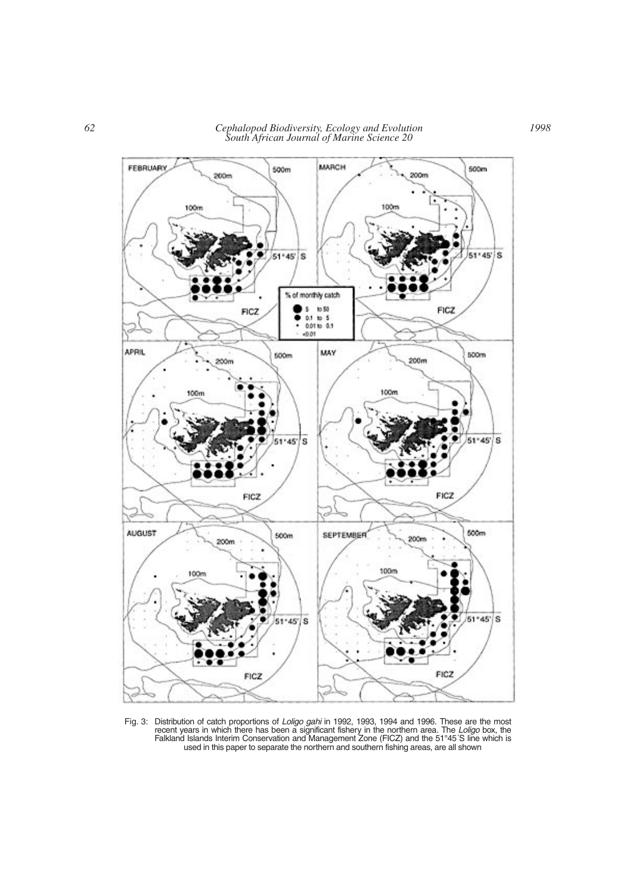Fig. 3: Distribution of catch proportions of *Loligo gahi* in 1992, 1993, 1994 and 1996. These are the most recent years in which there has been a significant fishery in the northern area. The *Loligo* box, the Falkland Islands Interim Conservation and Management Zone (FICZ) and the 51°45´S line which is used in this paper to separate the northern and southern fishing areas, are all shown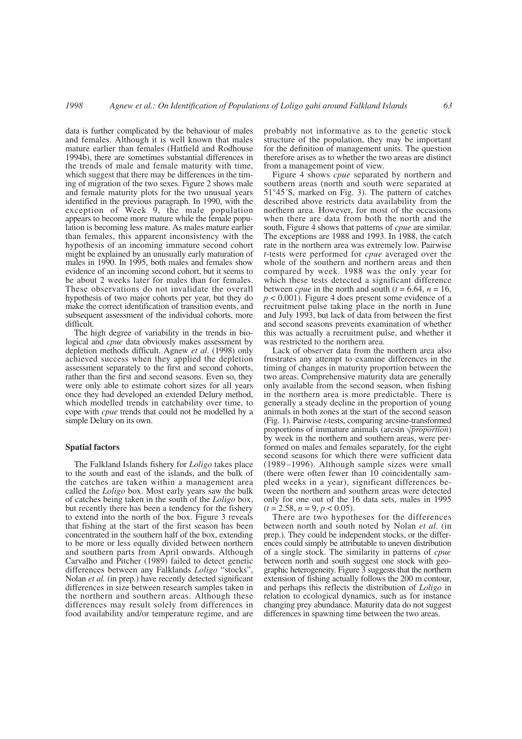data is further complicated by the behaviour of males and females. Although it is well known that males mature earlier than females (Hatfield and Rodhouse 1994b), there are sometimes substantial differences in the trends of male and female maturity with time, which suggest that there may be differences in the timing of migration of the two sexes. Figure 2 shows male and female maturity plots for the two unusual years identified in the previous paragraph. In 1990, with the exception of Week 9, the male population appears to become more mature while the female population is becoming less mature. As males mature earlier than females, this apparent inconsistency with the hypothesis of an incoming immature second cohort might be explained by an unusually early maturation of males in 1990. In 1995, both males and females show evidence of an incoming second cohort, but it seems to be about 2 weeks later for males than for females. These observations do not invalidate the overall hypothesis of two major cohorts per year, but they do make the correct identification of transition events, and subsequent assessment of the individual cohorts, more difficult.

The high degree of variability in the trends in biological and *cpue* data obviously makes assessment by depletion methods difficult. Agnew *et al*. (1998) only achieved success when they applied the depletion assessment separately to the first and second cohorts, rather than the first and second seasons. Even so, they were only able to estimate cohort sizes for all years once they had developed an extended Delury method, which modelled trends in catchability over time, to cope with *cpue* trends that could not be modelled by a simple Delury on its own.

### Spatial factors

The Falkland Islands fishery for *Loligo* takes place to the south and east of the islands, and the bulk of the catches are taken within a management area called the *Loligo* box. Most early years saw the bulk of catches being taken in the south of the *Loligo* box, but recently there has been a tendency for the fishery to extend into the north of the box. Figure 3 reveals that fishing at the start of the first season has been concentrated in the southern half of the box, extending to be more or less equally divided between northern and southern parts from April onwards. Although Carvalho and Pitcher (1989) failed to detect genetic differences between any Falklands *Loligo* "stocks", Nolan *et al.* (in prep.) have recently detected significant differences in size between research samples taken in the northern and southern areas. Although these differences may result solely from differences in food availability and/or temperature regime, and are probably not informative as to the genetic stock structure of the population, they may be important for the definition of management units. The question therefore arises as to whether the two areas are distinct from a management point of view.

Figure 4 shows *cpue* separated by northern and southern areas (north and south were separated at 51°45´S, marked on Fig. 3). The pattern of catches described above restricts data availability from the northern area. However, for most of the occasions when there are data from both the north and the south, Figure 4 shows that patterns of *cpue* are similar. The exceptions are 1988 and 1993. In 1988, the catch rate in the northern area was extremely low. Pairwise *t*-tests were performed for *cpue* averaged over the whole of the southern and northern areas and then compared by week. 1988 was the only year for which these tests detected a significant difference between *cpue* in the north and south ($t = 6.64$, $n = 16$, $p < 0.001$). Figure 4 does present some evidence of a recruitment pulse taking place in the north in June and July 1993, but lack of data from between the first and second seasons prevents examination of whether this was actually a recruitment pulse, and whether it was restricted to the northern area.

Lack of observer data from the northern area also frustrates any attempt to examine differences in the timing of changes in maturity proportion between the two areas. Comprehensive maturity data are generally only available from the second season, when fishing in the northern area is more predictable. There is generally a steady decline in the proportion of young animals in both zones at the start of the second season (Fig. 1). Pairwise *t*-tests, comparing arcsine-transformed proportions of immature animals ($\arcsin \sqrt{proportion}$) by week in the northern and southern areas, were performed on males and females separately, for the eight second seasons for which there were sufficient data (1989–1996). Although sample sizes were small (there were often fewer than 10 coincidentally sampled weeks in a year), significant differences between the northern and southern areas were detected only for one out of the 16 data sets, males in 1995 ($t = 2.58$, $n = 9$, $p < 0.05$).

There are two hypotheses for the differences between north and south noted by Nolan *et al.* (in prep.). They could be independent stocks, or the differences could simply be attributable to uneven distribution of a single stock. The similarity in patterns of *cpue* between north and south suggest one stock with geographic heterogeneity. Figure 3 suggests that the northern extension of fishing actually follows the 200 m contour, and perhaps this reflects the distribution of *Loligo* in relation to ecological dynamics, such as for instance changing prey abundance. Maturity data do not suggest differences in spawning time between the two areas.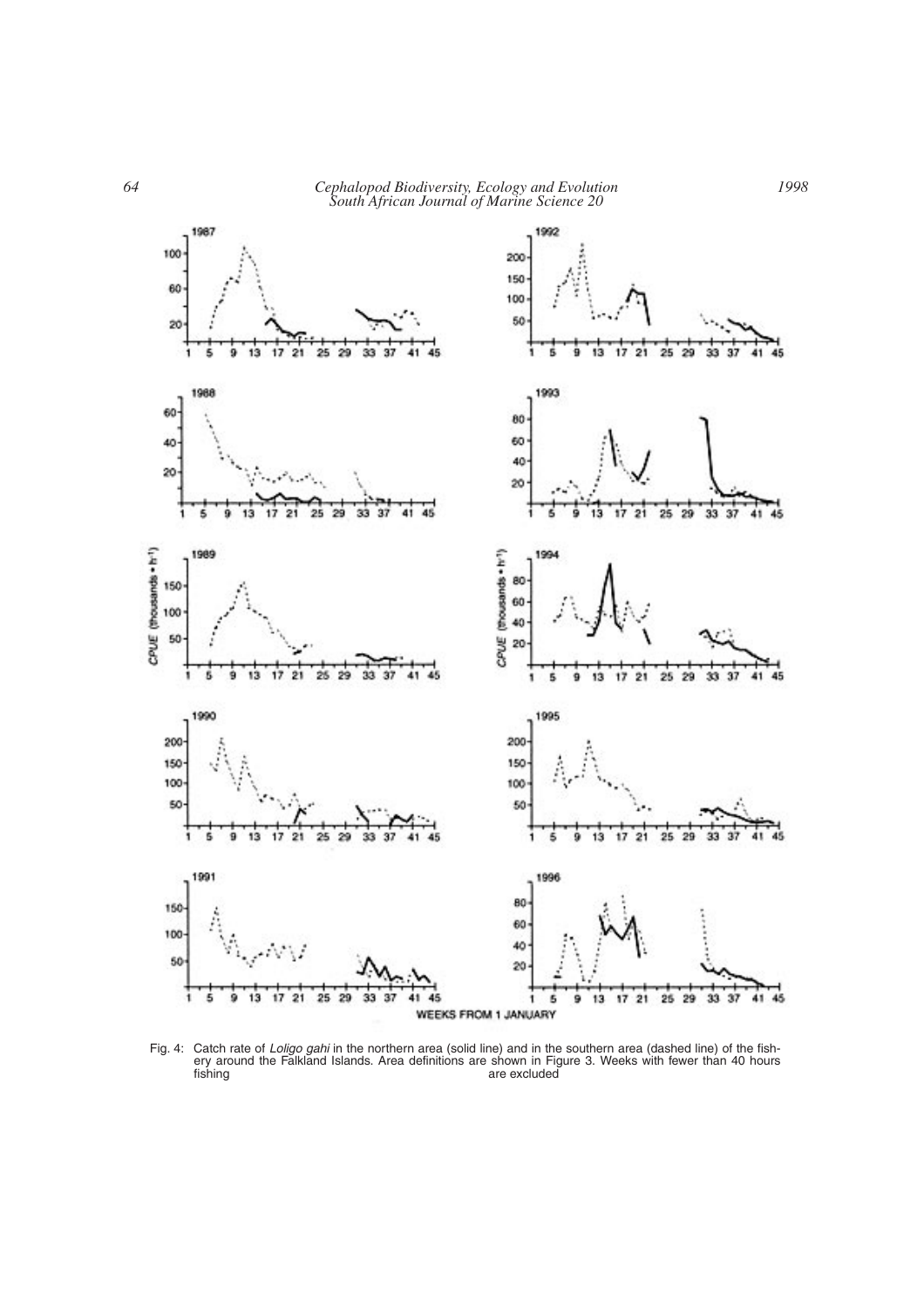Fig. 4: Catch rate of *Loligo gahi* in the northern area (solid line) and in the southern area (dashed line) of the fishery around the Falkland Islands. Area definitions are shown in Figure 3. Weeks with fewer than 40 hours fishing are excluded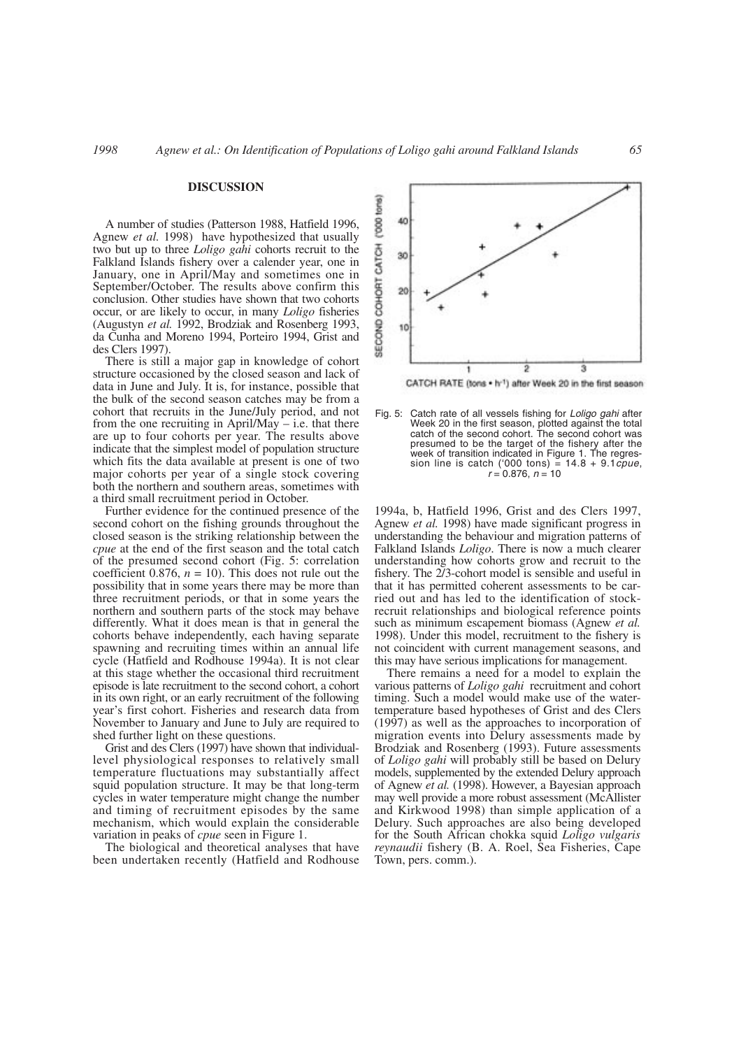## DISCUSSION

A number of studies (Patterson 1988, Hatfield 1996, Agnew *et al.* 1998) have hypothesized that usually two but up to three *Loligo gahi* cohorts recruit to the Falkland Islands fishery over a calender year, one in January, one in April/May and sometimes one in September/October. The results above confirm this conclusion. Other studies have shown that two cohorts occur, or are likely to occur, in many *Loligo* fisheries (Augustyn *et al.* 1992, Brodziak and Rosenberg 1993, da Cunha and Moreno 1994, Porteiro 1994, Grist and des Clers 1997).

There is still a major gap in knowledge of cohort structure occasioned by the closed season and lack of data in June and July. It is, for instance, possible that the bulk of the second season catches may be from a cohort that recruits in the June/July period, and not from the one recruiting in April/May – i.e. that there are up to four cohorts per year. The results above indicate that the simplest model of population structure which fits the data available at present is one of two major cohorts per year of a single stock covering both the northern and southern areas, sometimes with a third small recruitment period in October.

Further evidence for the continued presence of the second cohort on the fishing grounds throughout the closed season is the striking relationship between the *cpue* at the end of the first season and the total catch of the presumed second cohort (Fig. 5: correlation coefficient 0.876, $n = 10$). This does not rule out the possibility that in some years there may be more than three recruitment periods, or that in some years the northern and southern parts of the stock may behave differently. What it does mean is that in general the cohorts behave independently, each having separate spawning and recruiting times within an annual life cycle (Hatfield and Rodhouse 1994a). It is not clear at this stage whether the occasional third recruitment episode is late recruitment to the second cohort, a cohort in its own right, or an early recruitment of the following year's first cohort. Fisheries and research data from November to January and June to July are required to shed further light on these questions.

Grist and des Clers (1997) have shown that individual-level physiological responses to relatively small temperature fluctuations may substantially affect squid population structure. It may be that long-term cycles in water temperature might change the number and timing of recruitment episodes by the same mechanism, which would explain the considerable variation in peaks of *cpue* seen in Figure 1.

The biological and theoretical analyses that have been undertaken recently (Hatfield and Rodhouse 1994a, b, Hatfield 1996, Grist and des Clers 1997, Agnew *et al.* 1998) have made significant progress in understanding the behaviour and migration patterns of Falkland Islands *Loligo*. There is now a much clearer understanding how cohorts grow and recruit to the fishery. The 2/3-cohort model is sensible and useful in that it has permitted coherent assessments to be carried out and has led to the identification of stock-recruit relationships and biological reference points such as minimum escapement biomass (Agnew *et al.* 1998). Under this model, recruitment to the fishery is not coincident with current management seasons, and this may have serious implications for management.

There remains a need for a model to explain the various patterns of *Loligo gahi* recruitment and cohort timing. Such a model would make use of the water-temperature based hypotheses of Grist and des Clers (1997) as well as the approaches to incorporation of migration events into Delury assessments made by Brodziak and Rosenberg (1993). Future assessments of *Loligo gahi* will probably still be based on Delury models, supplemented by the extended Delury approach of Agnew *et al.* (1998). However, a Bayesian approach may well provide a more robust assessment (McAllister and Kirkwood 1998) than simple application of a Delury. Such approaches are also being developed for the South African chokka squid *Loligo vulgaris reynaudii* fishery (B. A. Roel, Sea Fisheries, Cape Town, pers. comm.).

Fig. 5: Catch rate of all vessels fishing for *Loligo gahi* after Week 20 in the first season, plotted against the total catch of the second cohort. The second cohort was presumed to be the target of the fishery after the week of transition indicated in Figure 1. The regression line is catch ('000 tons) = 14.8 + 9.1*cpue*, $r = 0.876$, $n = 10$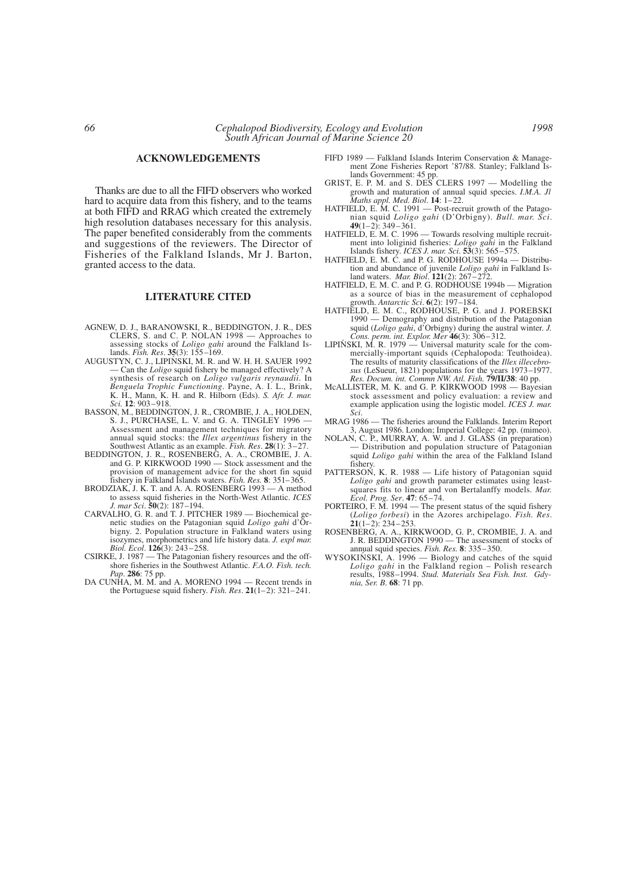## ACKNOWLEDGEMENTS

Thanks are due to all the FIFD observers who worked hard to acquire data from this fishery, and to the teams at both FIFD and RRAG which created the extremely high resolution databases necessary for this analysis. The paper benefited considerably from the comments and suggestions of the reviewers. The Director of Fisheries of the Falkland Islands, Mr J. Barton, granted access to the data.

## LITERATURE CITED

AGNEW, D. J., BARANOWSKI, R., BEDDINGTON, J. R., DES CLERS, S. and C. P. NOLAN 1998 — Approaches to assessing stocks of *Loligo gahi* around the Falkland Islands. *Fish. Res*. **35**(3): 155–169.

AUGUSTYN, C. J., LIPIŃSKI, M. R. and W. H. H. SAUER 1992 — Can the *Loligo* squid fishery be managed effectively? A synthesis of research on *Loligo vulgaris reynaudii*. In *Benguela Trophic Functioning*. Payne, A. I. L., Brink, K. H., Mann, K. H. and R. Hilborn (Eds). *S. Afr. J. mar. Sci.* **12**: 903–918.

BASSON, M., BEDDINGTON, J. R., CROMBIE, J. A., HOLDEN, S. J., PURCHASE, L. V. and G. A. TINGLEY 1996 — Assessment and management techniques for migratory annual squid stocks: the *Illex argentinus* fishery in the Southwest Atlantic as an example. *Fish. Res*. **28**(1): 3–27.

BEDDINGTON, J. R., ROSENBERG, A. A., CROMBIE, J. A. and G. P. KIRKWOOD 1990 — Stock assessment and the provision of management advice for the short fin squid fishery in Falkland Islands waters. *Fish. Res.* **8**: 351–365.

BRODZIAK, J. K. T. and A. A. ROSENBERG 1993 — A method to assess squid fisheries in the North-West Atlantic. *ICES J. mar Sci*. **50**(2): 187–194.

CARVALHO, G. R. and T. J. PITCHER 1989 — Biochemical genetic studies on the Patagonian squid *Loligo gahi* d'Orbigny. 2. Population structure in Falkland waters using isozymes, morphometrics and life history data. *J. expl mar. Biol. Ecol*. **126**(3): 243–258.

CSIRKE, J. 1987 — The Patagonian fishery resources and the offshore fisheries in the Southwest Atlantic. *F.A.O. Fish. tech. Pap*. **286**: 75 pp.

DA CUNHA, M. M. and A. MORENO 1994 — Recent trends in the Portuguese squid fishery. *Fish. Res*. **21**(1–2): 321–241.

FIFD 1989 — Falkland Islands Interim Conservation & Management Zone Fisheries Report '87/88. Stanley; Falkland Islands Government: 45 pp.

GRIST, E. P. M. and S. DES CLERS 1997 — Modelling the growth and maturation of annual squid species. *I.M.A. Jl Maths appl. Med. Biol*. **14**: 1–22.

HATFIELD, E. M. C. 1991 — Post-recruit growth of the Patagonian squid *Loligo gahi* (D'Orbigny). *Bull. mar. Sci*. **49**(1–2): 349–361.

HATFIELD, E. M. C. 1996 — Towards resolving multiple recruitment into loliginid fisheries: *Loligo gahi* in the Falkland Islands fishery. *ICES J. mar. Sci*. **53**(3): 565–575.

HATFIELD, E. M. C. and P. G. RODHOUSE 1994a — Distribution and abundance of juvenile *Loligo gahi* in Falkland Island waters. *Mar. Biol*. **121**(2): 267–272.

HATFIELD, E. M. C. and P. G. RODHOUSE 1994b — Migration as a source of bias in the measurement of cephalopod growth. *Antarctic Sci*. **6**(2): 197–184.

HATFIELD, E. M. C., RODHOUSE, P. G. and J. POREBSKI 1990 — Demography and distribution of the Patagonian squid (*Loligo gahi*, d'Orbigny) during the austral winter. *J. Cons. perm. int. Explor. Mer* **46**(3): 306–312.

LIPIŃSKI, M. R. 1979 — Universal maturity scale for the commercially-important squids (Cephalopoda: Teuthoidea). The results of maturity classifications of the *Illex illecebrosus* (LeSueur, 1821) populations for the years 1973–1977. *Res. Docum. int. Commn NW. Atl. Fish.* **79/II/38**: 40 pp.

McALLISTER, M. K. and G. P. KIRKWOOD 1998 — Bayesian stock assessment and policy evaluation: a review and example application using the logistic model. *ICES J. mar. Sci*.

MRAG 1986 — The fisheries around the Falklands. Interim Report 3, August 1986. London; Imperial College: 42 pp. (mimeo).

NOLAN, C. P., MURRAY, A. W. and J. GLASS (in preparation) — Distribution and population structure of Patagonian squid *Loligo gahi* within the area of the Falkland Island fishery.

PATTERSON, K. R. 1988 — Life history of Patagonian squid *Loligo gahi* and growth parameter estimates using least-squares fits to linear and von Bertalanffy models. *Mar. Ecol. Prog. Ser*. **47**: 65–74.

PORTEIRO, F. M. 1994 — The present status of the squid fishery (*Loligo forbesi*) in the Azores archipelago. *Fish. Res*. **21**(1–2): 234–253.

ROSENBERG, A. A., KIRKWOOD, G. P., CROMBIE, J. A. and J. R. BEDDINGTON 1990 — The assessment of stocks of annual squid species. *Fish. Res.* **8**: 335–350.

WYSOKIŃSKI, A. 1996 — Biology and catches of the squid *Loligo gahi* in the Falkland region – Polish research results, 1988–1994. *Stud. Materials Sea Fish. Inst. Gdynia, Ser. B*. **68**: 71 pp.